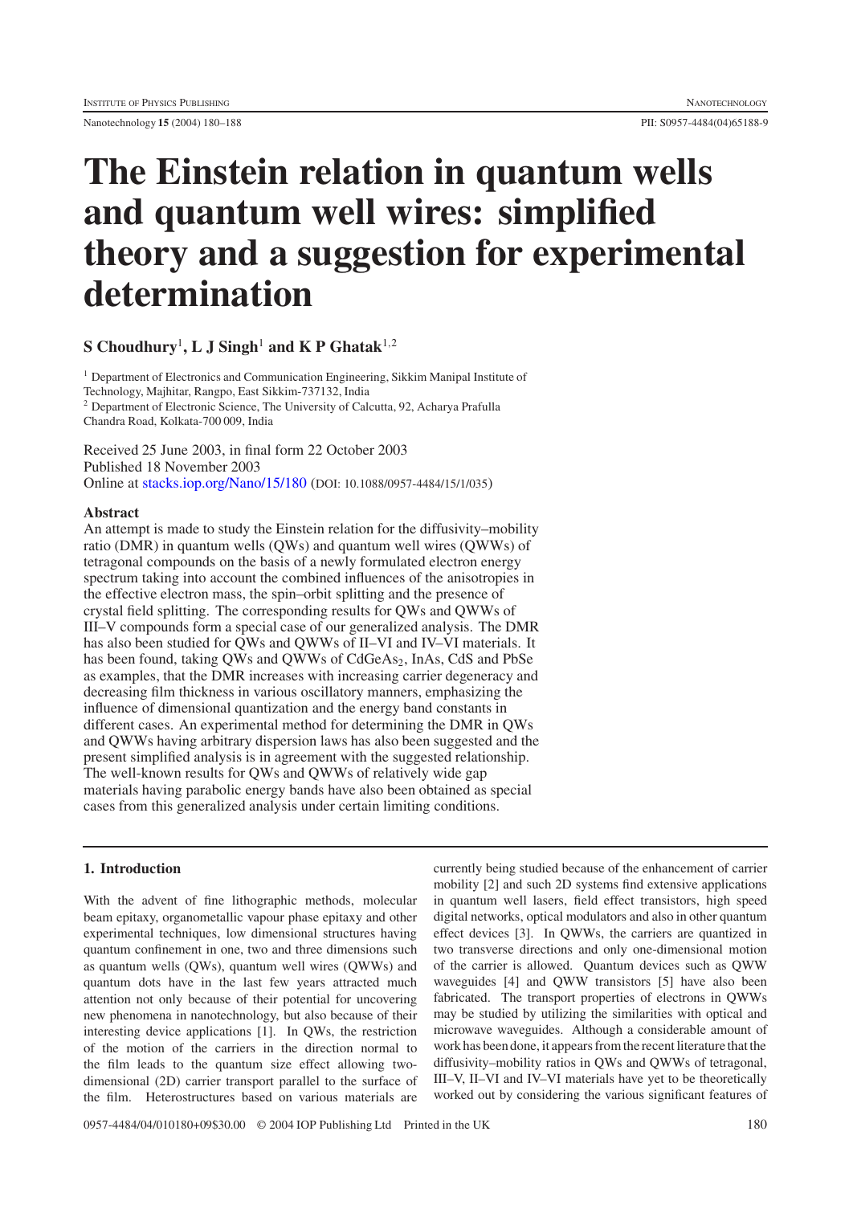# The Einstein relation in quantum wells and quantum well wires: simplified theory and a suggestion for experimental determination

**S Choudhury[1], L J Singh[1] and K P Ghatak[1,2]**

[1] Department of Electronics and Communication Engineering, Sikkim Manipal Institute of Technology, Majhitar, Rangpo, East Sikkim-737132, India
[2] Department of Electronic Science, The University of Calcutta, 92, Acharya Prafulla Chandra Road, Kolkata-700 009, India

Received 25 June 2003, in final form 22 October 2003
Published 18 November 2003
Online at stacks.iop.org/Nano/15/180 (DOI: 10.1088/0957-4484/15/1/035)

## Abstract

An attempt is made to study the Einstein relation for the diffusivity–mobility ratio (DMR) in quantum wells (QWs) and quantum well wires (QWWs) of tetragonal compounds on the basis of a newly formulated electron energy spectrum taking into account the combined influences of the anisotropies in the effective electron mass, the spin–orbit splitting and the presence of crystal field splitting. The corresponding results for QWs and QWWs of III–V compounds form a special case of our generalized analysis. The DMR has also been studied for QWs and QWWs of II–VI and IV–VI materials. It has been found, taking QWs and QWWs of $CdGeAs_2$, InAs, CdS and PbSe as examples, that the DMR increases with increasing carrier degeneracy and decreasing film thickness in various oscillatory manners, emphasizing the influence of dimensional quantization and the energy band constants in different cases. An experimental method for determining the DMR in QWs and QWWs having arbitrary dispersion laws has also been suggested and the present simplified analysis is in agreement with the suggested relationship. The well-known results for QWs and QWWs of relatively wide gap materials having parabolic energy bands have also been obtained as special cases from this generalized analysis under certain limiting conditions.

## 1. Introduction

With the advent of fine lithographic methods, molecular beam epitaxy, organometallic vapour phase epitaxy and other experimental techniques, low dimensional structures having quantum confinement in one, two and three dimensions such as quantum wells (QWs), quantum well wires (QWWs) and quantum dots have in the last few years attracted much attention not only because of their potential for uncovering new phenomena in nanotechnology, but also because of their interesting device applications [1]. In QWs, the restriction of the motion of the carriers in the direction normal to the film leads to the quantum size effect allowing two-dimensional (2D) carrier transport parallel to the surface of the film. Heterostructures based on various materials are currently being studied because of the enhancement of carrier mobility [2] and such 2D systems find extensive applications in quantum well lasers, field effect transistors, high speed digital networks, optical modulators and also in other quantum effect devices [3]. In QWWs, the carriers are quantized in two transverse directions and only one-dimensional motion of the carrier is allowed. Quantum devices such as QWW waveguides [4] and QWW transistors [5] have also been fabricated. The transport properties of electrons in QWWs may be studied by utilizing the similarities with optical and microwave waveguides. Although a considerable amount of work has been done, it appears from the recent literature that the diffusivity–mobility ratios in QWs and QWWs of tetragonal, III–V, II–VI and IV–VI materials have yet to be theoretically worked out by considering the various significant features of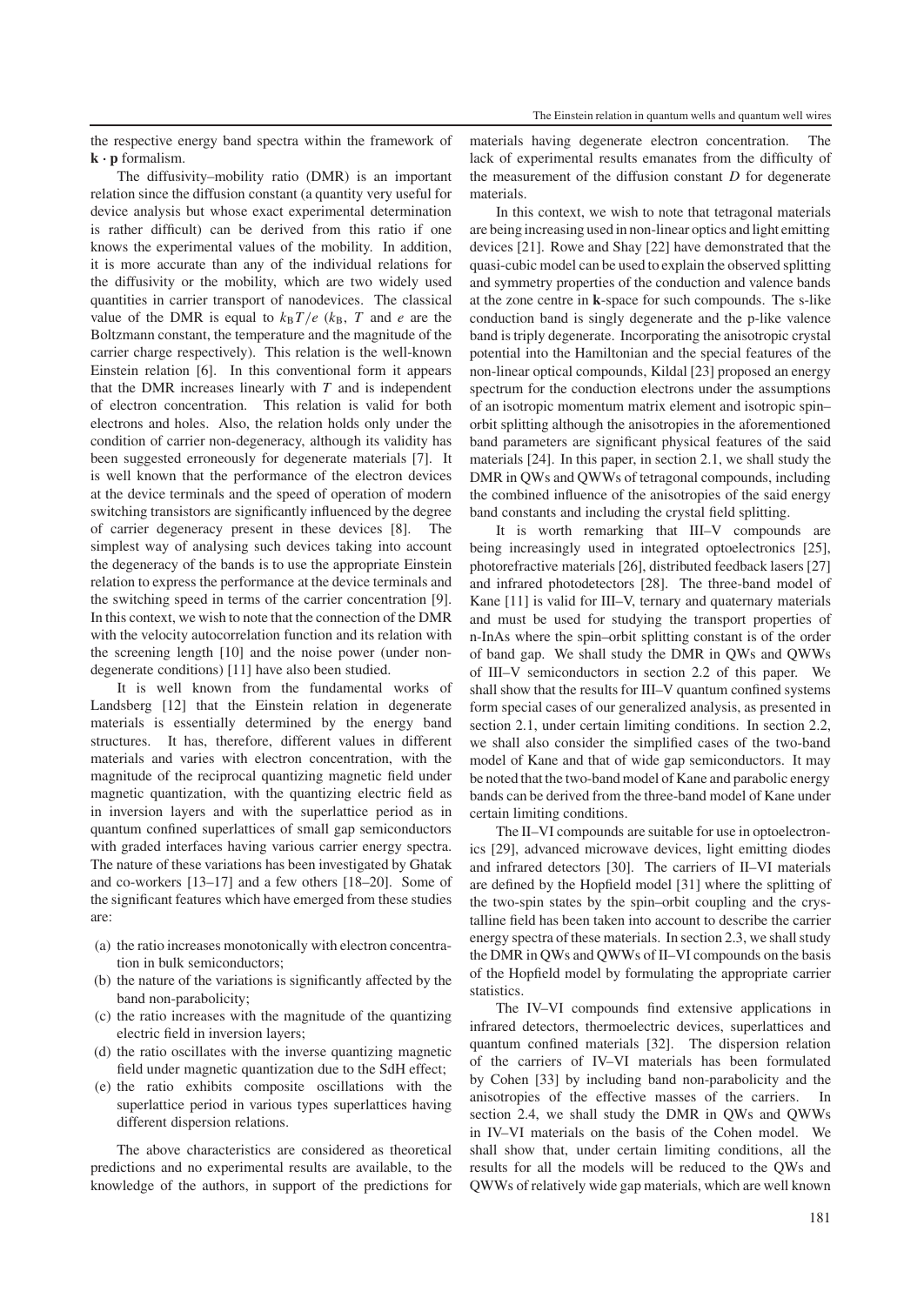the respective energy band spectra within the framework of $\mathbf{k}\cdot\mathbf{p}$ formalism.

The diffusivity–mobility ratio (DMR) is an important relation since the diffusion constant (a quantity very useful for device analysis but whose exact experimental determination is rather difficult) can be derived from this ratio if one knows the experimental values of the mobility. In addition, it is more accurate than any of the individual relations for the diffusivity or the mobility, which are two widely used quantities in carrier transport of nanodevices. The classical value of the DMR is equal to $k_B T/e$ ($k_B$, $T$ and $e$ are the Boltzmann constant, the temperature and the magnitude of the carrier charge respectively). This relation is the well-known Einstein relation [6]. In this conventional form it appears that the DMR increases linearly with $T$ and is independent of electron concentration. This relation is valid for both electrons and holes. Also, the relation holds only under the condition of carrier non-degeneracy, although its validity has been suggested erroneously for degenerate materials [7]. It is well known that the performance of the electron devices at the device terminals and the speed of operation of modern switching transistors are significantly influenced by the degree of carrier degeneracy present in these devices [8]. The simplest way of analysing such devices taking into account the degeneracy of the bands is to use the appropriate Einstein relation to express the performance at the device terminals and the switching speed in terms of the carrier concentration [9]. In this context, we wish to note that the connection of the DMR with the velocity autocorrelation function and its relation with the screening length [10] and the noise power (under non-degenerate conditions) [11] have also been studied.

It is well known from the fundamental works of Landsberg [12] that the Einstein relation in degenerate materials is essentially determined by the energy band structures. It has, therefore, different values in different materials and varies with electron concentration, with the magnitude of the reciprocal quantizing magnetic field under magnetic quantization, with the quantizing electric field as in inversion layers and with the superlattice period as in quantum confined superlattices of small gap semiconductors with graded interfaces having various carrier energy spectra. The nature of these variations has been investigated by Ghatak and co-workers [13–17] and a few others [18–20]. Some of the significant features which have emerged from these studies are:

(a) the ratio increases monotonically with electron concentration in bulk semiconductors;
(b) the nature of the variations is significantly affected by the band non-parabolicity;
(c) the ratio increases with the magnitude of the quantizing electric field in inversion layers;
(d) the ratio oscillates with the inverse quantizing magnetic field under magnetic quantization due to the SdH effect;
(e) the ratio exhibits composite oscillations with the superlattice period in various types superlattices having different dispersion relations.

The above characteristics are considered as theoretical predictions and no experimental results are available, to the knowledge of the authors, in support of the predictions for materials having degenerate electron concentration. The lack of experimental results emanates from the difficulty of the measurement of the diffusion constant $D$ for degenerate materials.

In this context, we wish to note that tetragonal materials are being increasing used in non-linear optics and light emitting devices [21]. Rowe and Shay [22] have demonstrated that the quasi-cubic model can be used to explain the observed splitting and symmetry properties of the conduction and valence bands at the zone centre in $\mathbf{k}$-space for such compounds. The s-like conduction band is singly degenerate and the p-like valence band is triply degenerate. Incorporating the anisotropic crystal potential into the Hamiltonian and the special features of the non-linear optical compounds, Kildal [23] proposed an energy spectrum for the conduction electrons under the assumptions of an isotropic momentum matrix element and isotropic spin–orbit splitting although the anisotropies in the aforementioned band parameters are significant physical features of the said materials [24]. In this paper, in section 2.1, we shall study the DMR in QWs and QWWs of tetragonal compounds, including the combined influence of the anisotropies of the said energy band constants and including the crystal field splitting.

It is worth remarking that III–V compounds are being increasingly used in integrated optoelectronics [25], photorefractive materials [26], distributed feedback lasers [27] and infrared photodetectors [28]. The three-band model of Kane [11] is valid for III–V, ternary and quaternary materials and must be used for studying the transport properties of n-InAs where the spin–orbit splitting constant is of the order of band gap. We shall study the DMR in QWs and QWWs of III–V semiconductors in section 2.2 of this paper. We shall show that the results for III–V quantum confined systems form special cases of our generalized analysis, as presented in section 2.1, under certain limiting conditions. In section 2.2, we shall also consider the simplified cases of the two-band model of Kane and that of wide gap semiconductors. It may be noted that the two-band model of Kane and parabolic energy bands can be derived from the three-band model of Kane under certain limiting conditions.

The II–VI compounds are suitable for use in optoelectronics [29], advanced microwave devices, light emitting diodes and infrared detectors [30]. The carriers of II–VI materials are defined by the Hopfield model [31] where the splitting of the two-spin states by the spin–orbit coupling and the crystalline field has been taken into account to describe the carrier energy spectra of these materials. In section 2.3, we shall study the DMR in QWs and QWWs of II–VI compounds on the basis of the Hopfield model by formulating the appropriate carrier statistics.

The IV–VI compounds find extensive applications in infrared detectors, thermoelectric devices, superlattices and quantum confined materials [32]. The dispersion relation of the carriers of IV–VI materials has been formulated by Cohen [33] by including band non-parabolicity and the anisotropies of the effective masses of the carriers. In section 2.4, we shall study the DMR in QWs and QWWs in IV–VI materials on the basis of the Cohen model. We shall show that, under certain limiting conditions, all the results for all the models will be reduced to the QWs and QWWs of relatively wide gap materials, which are well known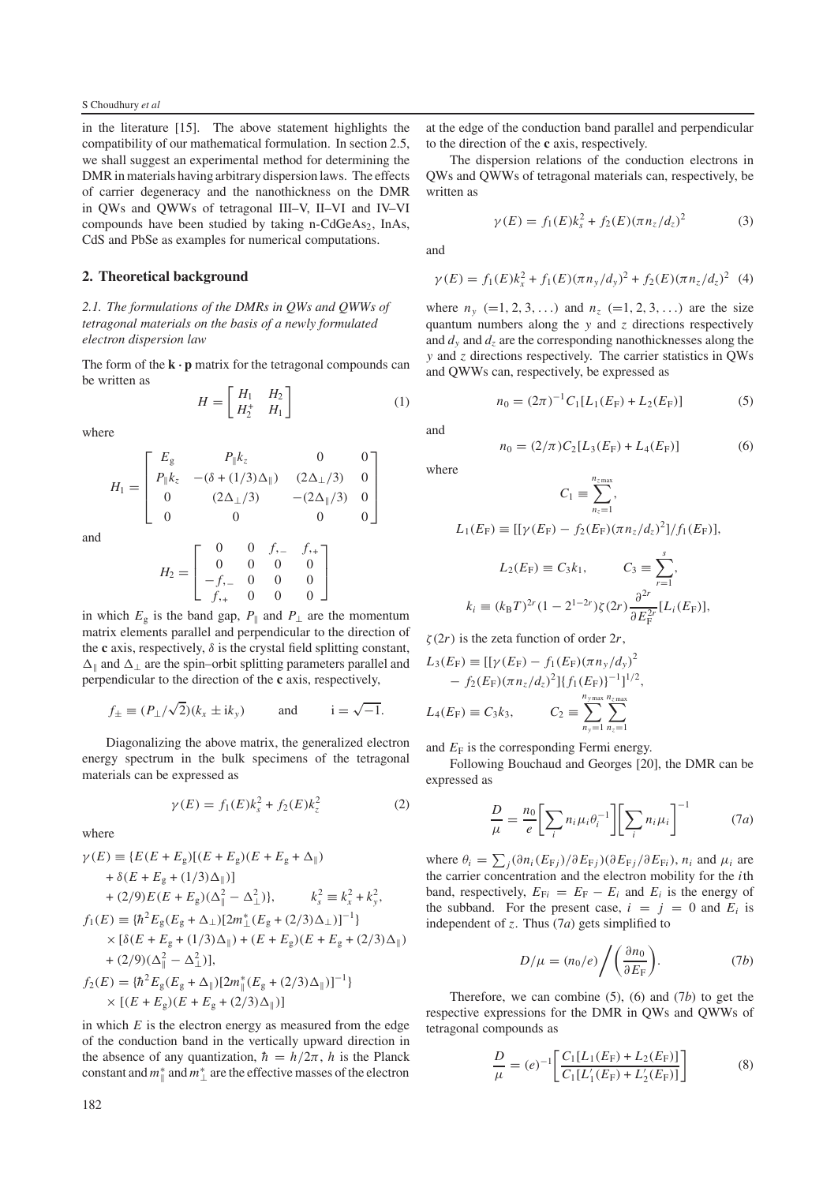in the literature [15]. The above statement highlights the compatibility of our mathematical formulation. In section 2.5, we shall suggest an experimental method for determining the DMR in materials having arbitrary dispersion laws. The effects of carrier degeneracy and the nanothickness on the DMR in QWs and QWWs of tetragonal III–V, II–VI and IV–VI compounds have been studied by taking n-$CdGeAs_2$, InAs, CdS and PbSe as examples for numerical computations.

## 2. Theoretical background

### 2.1. The formulations of the DMRs in QWs and QWWs of tetragonal materials on the basis of a newly formulated electron dispersion law

The form of the $\mathbf{k}\cdot\mathbf{p}$ matrix for the tetragonal compounds can be written as

$$H = \begin{bmatrix} H_1 & H_2 \\ H_2^{+} & H_1 \end{bmatrix} \tag{1}$$

where

$$H_1 = \begin{bmatrix} E_g & P_\parallel k_z & 0 & 0 \\ P_\parallel k_z & -(\delta + (1/3)\Delta_\parallel) & (2\Delta_\perp/3) & 0 \\ 0 & (2\Delta_\perp/3) & -(2\Delta_\parallel/3) & 0 \\ 0 & 0 & 0 & 0 \end{bmatrix}$$

and

$$H_2 = \begin{bmatrix} 0 & 0 & f_{,-} & f_{,+} \\ 0 & 0 & 0 & 0 \\ -f_{,-} & 0 & 0 & 0 \\ f_{,+} & 0 & 0 & 0 \end{bmatrix}$$

in which $E_g$ is the band gap, $P_\parallel$ and $P_\perp$ are the momentum matrix elements parallel and perpendicular to the direction of the **c** axis, respectively, $\delta$ is the crystal field splitting constant, $\Delta_\parallel$ and $\Delta_\perp$ are the spin–orbit splitting parameters parallel and perpendicular to the direction of the **c** axis, respectively,

$$f_\pm \equiv (P_\perp/\sqrt{2})(k_x \pm \mathrm{i}k_y) \qquad \text{and} \qquad \mathrm{i} = \sqrt{-1}.$$

Diagonalizing the above matrix, the generalized electron energy spectrum in the bulk specimens of the tetragonal materials can be expressed as

$$\gamma(E) = f_1(E)k_s^2 + f_2(E)k_z^2 \tag{2}$$

where

$$\begin{aligned}
\gamma(E) &\equiv \{E(E+E_g)[(E+E_g)(E+E_g+\Delta_\parallel) \\
&\quad + \delta(E+E_g+(1/3)\Delta_\parallel)] \\
&\quad + (2/9)E(E+E_g)(\Delta_\parallel^2 - \Delta_\perp^2)\}, \qquad k_s^2 \equiv k_x^2 + k_y^2, \\
f_1(E) &\equiv \{\hbar^2 E_g(E_g+\Delta_\perp)[2m_\perp^*(E_g+(2/3)\Delta_\perp)]^{-1}\} \\
&\quad \times [\delta(E+E_g+(1/3)\Delta_\parallel) + (E+E_g)(E+E_g+(2/3)\Delta_\parallel) \\
&\quad + (2/9)(\Delta_\parallel^2 - \Delta_\perp^2)], \\
f_2(E) &= \{\hbar^2 E_g(E_g+\Delta_\parallel)[2m_\parallel^*(E_g+(2/3)\Delta_\parallel)]^{-1}\} \\
&\quad \times [(E+E_g)(E+E_g+(2/3)\Delta_\parallel)]
\end{aligned}$$

in which $E$ is the electron energy as measured from the edge of the conduction band in the vertically upward direction in the absence of any quantization, $\hbar = h/2\pi$, $h$ is the Planck constant and $m_\parallel^*$ and $m_\perp^*$ are the effective masses of the electron at the edge of the conduction band parallel and perpendicular to the direction of the **c** axis, respectively.

The dispersion relations of the conduction electrons in QWs and QWWs of tetragonal materials can, respectively, be written as

$$\gamma(E) = f_1(E)k_s^2 + f_2(E)(\pi n_z/d_z)^2 \tag{3}$$

and

$$\gamma(E) = f_1(E)k_x^2 + f_1(E)(\pi n_y/d_y)^2 + f_2(E)(\pi n_z/d_z)^2 \tag{4}$$

where $n_y$ $(=1, 2, 3, \ldots)$ and $n_z$ $(=1, 2, 3, \ldots)$ are the size quantum numbers along the $y$ and $z$ directions respectively and $d_y$ and $d_z$ are the corresponding nanothicknesses along the $y$ and $z$ directions respectively. The carrier statistics in QWs and QWWs can, respectively, be expressed as

$$n_0 = (2\pi)^{-1}C_1[L_1(E_F) + L_2(E_F)] \tag{5}$$

and

$$n_0 = (2/\pi)C_2[L_3(E_F) + L_4(E_F)] \tag{6}$$

where

$$C_1 \equiv \sum_{n_z=1}^{n_{z\max}},$$

$$L_1(E_F) \equiv [[\gamma(E_F) - f_2(E_F)(\pi n_z/d_z)^2]/f_1(E_F)],$$

$$L_2(E_F) \equiv C_3 k_1, \qquad C_3 \equiv \sum_{r=1}^{s},$$

$$k_i \equiv (k_B T)^{2r}(1 - 2^{1-2r})\zeta(2r)\frac{\partial^{2r}}{\partial E_F^{2r}}[L_i(E_F)],$$

$\zeta(2r)$ is the zeta function of order $2r$,

$$\begin{aligned}
L_3(E_F) &\equiv [[\gamma(E_F) - f_1(E_F)(\pi n_y/d_y)^2 \\
&\quad - f_2(E_F)(\pi n_z/d_z)^2]\{f_1(E_F)\}^{-1}]^{1/2},
\end{aligned}$$

$$L_4(E_F) \equiv C_3 k_3, \qquad C_2 \equiv \sum_{n_y=1}^{n_{y\max}}\sum_{n_z=1}^{n_{z\max}}$$

and $E_F$ is the corresponding Fermi energy.

Following Bouchaud and Georges [20], the DMR can be expressed as

$$\frac{D}{\mu} = \frac{n_0}{e}\left[\sum_i n_i\mu_i\theta_i^{-1}\right]\left[\sum_i n_i\mu_i\right]^{-1} \tag{7a}$$

where $\theta_i = \sum_j(\partial n_i(E_{Fj})/\partial E_{Fj})(\partial E_{Fj}/\partial E_{Fi})$, $n_i$ and $\mu_i$ are the carrier concentration and the electron mobility for the $i$th band, respectively, $E_{Fi} = E_F - E_i$ and $E_i$ is the energy of the subband. For the present case, $i = j = 0$ and $E_i$ is independent of $z$. Thus (7$a$) gets simplified to

$$D/\mu = (n_0/e)\bigg/\left(\frac{\partial n_0}{\partial E_F}\right). \tag{7b}$$

Therefore, we can combine (5), (6) and (7$b$) to get the respective expressions for the DMR in QWs and QWWs of tetragonal compounds as

$$\frac{D}{\mu} = (e)^{-1}\left[\frac{C_1[L_1(E_F) + L_2(E_F)]}{C_1[L_1'(E_F) + L_2'(E_F)]}\right] \tag{8}$$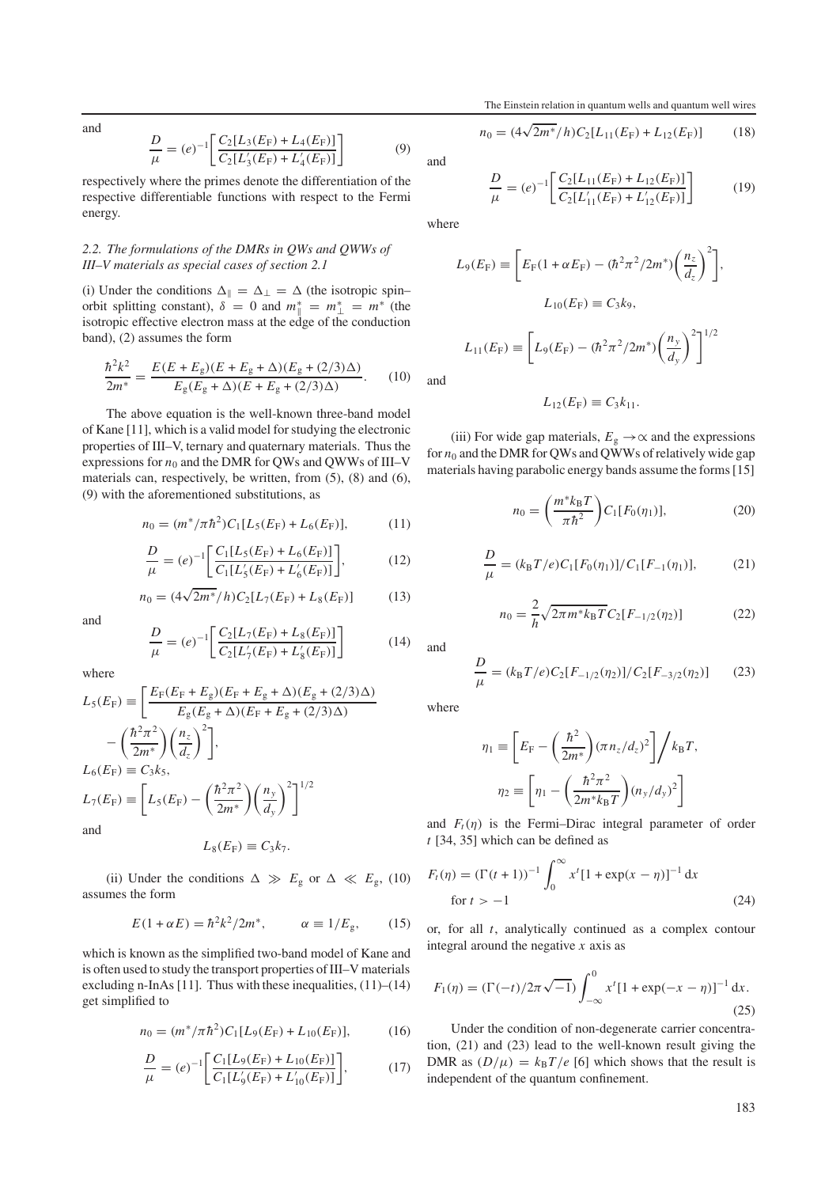and

$$\frac{D}{\mu} = (e)^{-1}\left[\frac{C_2[L_3(E_F) + L_4(E_F)]}{C_2[L_3'(E_F) + L_4'(E_F)]}\right] \tag{9}$$

respectively where the primes denote the differentiation of the respective differentiable functions with respect to the Fermi energy.

### 2.2. The formulations of the DMRs in QWs and QWWs of III–V materials as special cases of section 2.1

(i) Under the conditions $\Delta_{\parallel} = \Delta_{\perp} = \Delta$ (the isotropic spin–orbit splitting constant), $\delta = 0$ and $m_{\parallel}^* = m_{\perp}^* = m^*$ (the isotropic effective electron mass at the edge of the conduction band), (2) assumes the form

$$\frac{\hbar^2 k^2}{2m^*} = \frac{E(E + E_g)(E + E_g + \Delta)(E_g + (2/3)\Delta)}{E_g(E_g + \Delta)(E + E_g + (2/3)\Delta)}. \tag{10}$$

The above equation is the well-known three-band model of Kane [11], which is a valid model for studying the electronic properties of III–V, ternary and quaternary materials. Thus the expressions for $n_0$ and the DMR for QWs and QWWs of III–V materials can, respectively, be written, from (5), (8) and (6), (9) with the aforementioned substitutions, as

$$n_0 = (m^*/\pi\hbar^2)C_1[L_5(E_F) + L_6(E_F)], \tag{11}$$

$$\frac{D}{\mu} = (e)^{-1}\left[\frac{C_1[L_5(E_F) + L_6(E_F)]}{C_1[L_5'(E_F) + L_6'(E_F)]}\right], \tag{12}$$

$$n_0 = (4\sqrt{2m^*}/h)C_2[L_7(E_F) + L_8(E_F)] \tag{13}$$

and

$$\frac{D}{\mu} = (e)^{-1}\left[\frac{C_2[L_7(E_F) + L_8(E_F)]}{C_2[L_7'(E_F) + L_8'(E_F)]}\right] \tag{14}$$

where

$$L_5(E_F) \equiv \left[\frac{E_F(E_F + E_g)(E_F + E_g + \Delta)(E_g + (2/3)\Delta)}{E_g(E_g + \Delta)(E_F + E_g + (2/3)\Delta)} - \left(\frac{\hbar^2\pi^2}{2m^*}\right)\left(\frac{n_z}{d_z}\right)^2\right],$$

$$L_6(E_F) \equiv C_3 k_5,$$

$$L_7(E_F) \equiv \left[L_5(E_F) - \left(\frac{\hbar^2\pi^2}{2m^*}\right)\left(\frac{n_y}{d_y}\right)^2\right]^{1/2}$$

and

$$L_8(E_F) \equiv C_3 k_7.$$

(ii) Under the conditions $\Delta \gg E_g$ or $\Delta \ll E_g$, (10) assumes the form

$$E(1 + \alpha E) = \hbar^2 k^2/2m^*, \qquad \alpha \equiv 1/E_g, \tag{15}$$

which is known as the simplified two-band model of Kane and is often used to study the transport properties of III–V materials excluding n-InAs [11]. Thus with these inequalities, (11)–(14) get simplified to

$$n_0 = (m^*/\pi\hbar^2)C_1[L_9(E_F) + L_{10}(E_F)], \tag{16}$$

$$\frac{D}{\mu} = (e)^{-1}\left[\frac{C_1[L_9(E_F) + L_{10}(E_F)]}{C_1[L_9'(E_F) + L_{10}'(E_F)]}\right], \tag{17}$$

$$n_0 = (4\sqrt{2m^*}/h)C_2[L_{11}(E_F) + L_{12}(E_F)] \tag{18}$$

and

$$\frac{D}{\mu} = (e)^{-1}\left[\frac{C_2[L_{11}(E_F) + L_{12}(E_F)]}{C_2[L_{11}'(E_F) + L_{12}'(E_F)]}\right] \tag{19}$$

where

$$L_9(E_F) \equiv \left[E_F(1 + \alpha E_F) - (\hbar^2\pi^2/2m^*)\left(\frac{n_z}{d_z}\right)^2\right],$$

$$L_{10}(E_F) \equiv C_3 k_9,$$

$$L_{11}(E_F) \equiv \left[L_9(E_F) - (\hbar^2\pi^2/2m^*)\left(\frac{n_y}{d_y}\right)^2\right]^{1/2}$$

and

$$L_{12}(E_F) \equiv C_3 k_{11}.$$

(iii) For wide gap materials, $E_g \to \infty$ and the expressions for $n_0$ and the DMR for QWs and QWWs of relatively wide gap materials having parabolic energy bands assume the forms [15]

$$n_0 = \left(\frac{m^* k_B T}{\pi\hbar^2}\right)C_1[F_0(\eta_1)], \tag{20}$$

$$\frac{D}{\mu} = (k_B T/e)C_1[F_0(\eta_1)]/C_1[F_{-1}(\eta_1)], \tag{21}$$

$$n_0 = \frac{2}{h}\sqrt{2\pi m^* k_B T}C_2[F_{-1/2}(\eta_2)] \tag{22}$$

and

$$\frac{D}{\mu} = (k_B T/e)C_2[F_{-1/2}(\eta_2)]/C_2[F_{-3/2}(\eta_2)] \tag{23}$$

where

$$\eta_1 \equiv \left[E_F - \left(\frac{\hbar^2}{2m^*}\right)(\pi n_z/d_z)^2\right]\bigg/ k_B T,$$

$$\eta_2 \equiv \left[\eta_1 - \left(\frac{\hbar^2\pi^2}{2m^* k_B T}\right)(n_y/d_y)^2\right]$$

and $F_t(\eta)$ is the Fermi–Dirac integral parameter of order $t$ [34, 35] which can be defined as

$$F_t(\eta) = (\Gamma(t+1))^{-1}\int_0^\infty x^t[1 + \exp(x - \eta)]^{-1}\,dx \quad \text{for } t > -1 \tag{24}$$

or, for all $t$, analytically continued as a complex contour integral around the negative $x$ axis as

$$F_t(\eta) = (\Gamma(-t)/2\pi\sqrt{-1})\int_{-\infty}^0 x^t[1 + \exp(-x - \eta)]^{-1}\,dx. \tag{25}$$

Under the condition of non-degenerate carrier concentration, (21) and (23) lead to the well-known result giving the DMR as $(D/\mu) = k_B T/e$ [6] which shows that the result is independent of the quantum confinement.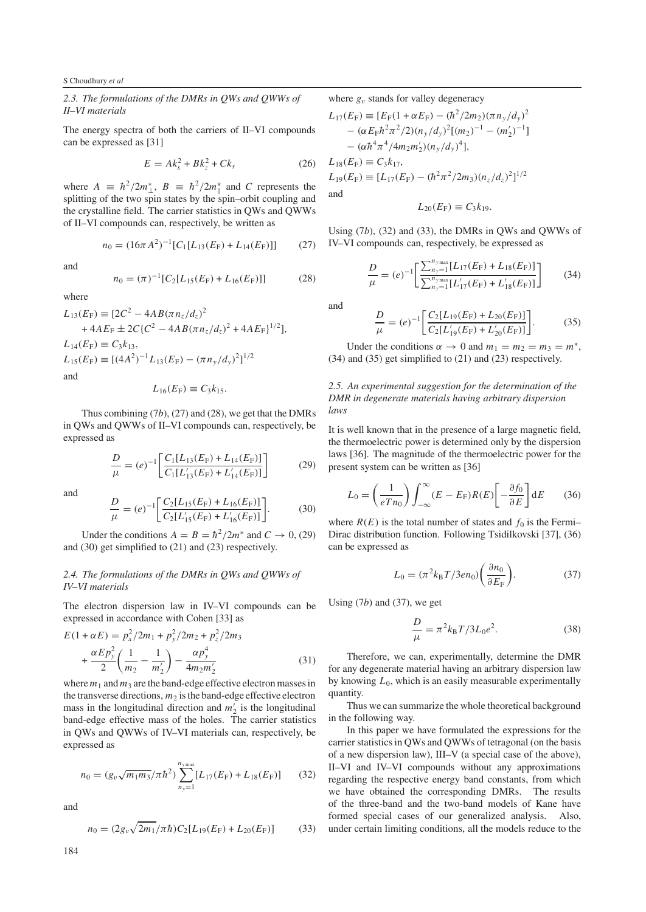### 2.3. The formulations of the DMRs in QWs and QWWs of II–VI materials

The energy spectra of both the carriers of II–VI compounds can be expressed as [31]

$$E = Ak_s^2 + Bk_z^2 + Ck_s \tag{26}$$

where $A \equiv \hbar^2/2m_\perp^*$, $B \equiv \hbar^2/2m_\parallel^*$ and $C$ represents the splitting of the two spin states by the spin–orbit coupling and the crystalline field. The carrier statistics in QWs and QWWs of II–VI compounds can, respectively, be written as

$$n_0 = (16\pi A^2)^{-1}[C_1[L_{13}(E_F) + L_{14}(E_F)]] \tag{27}$$

and

$$n_0 = (\pi)^{-1}[C_2[L_{15}(E_F) + L_{16}(E_F)]] \tag{28}$$

where

$$L_{13}(E_F) \equiv [2C^2 - 4AB(\pi n_z/d_z)^2 + 4AE_F \pm 2C\{C^2 - 4AB(\pi n_z/d_z)^2 + 4AE_F\}^{1/2}],$$

$$L_{14}(E_F) \equiv C_3 k_{13},$$

$$L_{15}(E_F) \equiv [(4A^2)^{-1}L_{13}(E_F) - (\pi n_y/d_y)^2]^{1/2}$$

and

$$L_{16}(E_F) \equiv C_3 k_{15}.$$

Thus combining (7*b*), (27) and (28), we get that the DMRs in QWs and QWWs of II–VI compounds can, respectively, be expressed as

$$\frac{D}{\mu} = (e)^{-1}\left[\frac{C_1[L_{13}(E_F) + L_{14}(E_F)]}{C_1[L'_{13}(E_F) + L'_{14}(E_F)]}\right] \tag{29}$$

and

$$\frac{D}{\mu} = (e)^{-1}\left[\frac{C_2[L_{15}(E_F) + L_{16}(E_F)]}{C_2[L'_{15}(E_F) + L'_{16}(E_F)]}\right]. \tag{30}$$

Under the conditions $A = B = \hbar^2/2m^*$ and $C \to 0$, (29) and (30) get simplified to (21) and (23) respectively.

### 2.4. The formulations of the DMRs in QWs and QWWs of IV–VI materials

The electron dispersion law in IV–VI compounds can be expressed in accordance with Cohen [33] as

$$E(1+\alpha E) = p_x^2/2m_1 + p_y^2/2m_2 + p_z^2/2m_3 + \frac{\alpha E p_y^2}{2}\left(\frac{1}{m_2} - \frac{1}{m'_2}\right) - \frac{\alpha p_y^4}{4m_2 m'_2} \tag{31}$$

where $m_1$ and $m_3$ are the band-edge effective electron masses in the transverse directions, $m_2$ is the band-edge effective electron mass in the longitudinal direction and $m'_2$ is the longitudinal band-edge effective mass of the holes. The carrier statistics in QWs and QWWs of IV–VI materials can, respectively, be expressed as

$$n_0 = (g_v\sqrt{m_1 m_3}/\pi\hbar^2)\sum_{n_y=1}^{n_{y\max}}[L_{17}(E_F) + L_{18}(E_F)] \tag{32}$$

and

$$n_0 = (2g_v\sqrt{2m_1}/\pi\hbar)C_2[L_{19}(E_F) + L_{20}(E_F)] \tag{33}$$

where $g_v$ stands for valley degeneracy

$$L_{17}(E_F) \equiv [E_F(1+\alpha E_F) - (\hbar^2/2m_2)(\pi n_y/d_y)^2 - (\alpha E_F \hbar^2\pi^2/2)(n_y/d_y)^2[(m_2)^{-1} - (m'_2)^{-1}] - (\alpha\hbar^4\pi^4/4m_2m'_2)(n_y/d_y)^4],$$

$$L_{18}(E_F) \equiv C_3 k_{17},$$

$$L_{19}(E_F) \equiv [L_{17}(E_F) - (\hbar^2\pi^2/2m_3)(n_z/d_z)^2]^{1/2}$$

and

$$L_{20}(E_F) \equiv C_3 k_{19}.$$

Using (7*b*), (32) and (33), the DMRs in QWs and QWWs of IV–VI compounds can, respectively, be expressed as

$$\frac{D}{\mu} = (e)^{-1}\left[\frac{\sum_{n_y=1}^{n_{y\max}}[L_{17}(E_F) + L_{18}(E_F)]}{\sum_{n_y=1}^{n_{y\max}}[L'_{17}(E_F) + L'_{18}(E_F)]}\right] \tag{34}$$

and

$$\frac{D}{\mu} = (e)^{-1}\left[\frac{C_2[L_{19}(E_F) + L_{20}(E_F)]}{C_2[L'_{19}(E_F) + L'_{20}(E_F)]}\right]. \tag{35}$$

Under the conditions $\alpha \to 0$ and $m_1 = m_2 = m_3 = m^*$, (34) and (35) get simplified to (21) and (23) respectively.

### 2.5. An experimental suggestion for the determination of the DMR in degenerate materials having arbitrary dispersion laws

It is well known that in the presence of a large magnetic field, the thermoelectric power is determined only by the dispersion laws [36]. The magnitude of the thermoelectric power for the present system can be written as [36]

$$L_0 = \left(\frac{1}{eTn_0}\right)\int_{-\infty}^{\infty}(E - E_F)R(E)\left[-\frac{\partial f_0}{\partial E}\right]\mathrm{d}E \tag{36}$$

where $R(E)$ is the total number of states and $f_0$ is the Fermi–Dirac distribution function. Following Tsidilkovski [37], (36) can be expressed as

$$L_0 = (\pi^2 k_B T/3en_0)\left(\frac{\partial n_0}{\partial E_F}\right). \tag{37}$$

Using (7*b*) and (37), we get

$$\frac{D}{\mu} = \pi^2 k_B T/3L_0 e^2. \tag{38}$$

Therefore, we can, experimentally, determine the DMR for any degenerate material having an arbitrary dispersion law by knowing $L_0$, which is an easily measurable experimentally quantity.

Thus we can summarize the whole theoretical background in the following way.

In this paper we have formulated the expressions for the carrier statistics in QWs and QWWs of tetragonal (on the basis of a new dispersion law), III–V (a special case of the above), II–VI and IV–VI compounds without any approximations regarding the respective energy band constants, from which we have obtained the corresponding DMRs. The results of the three-band and the two-band models of Kane have formed special cases of our generalized analysis. Also, under certain limiting conditions, all the models reduce to the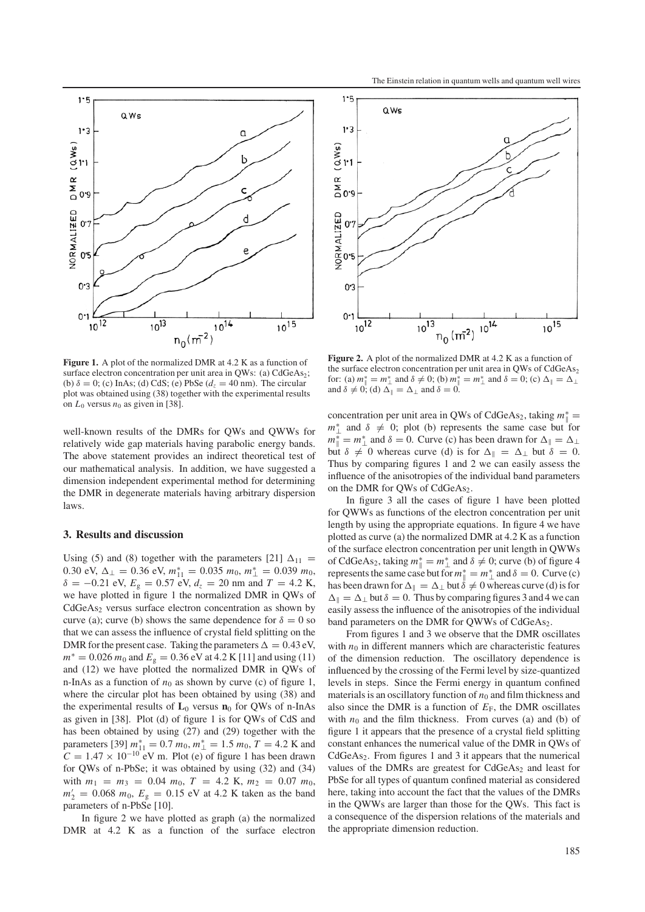QWs

NORMALIZED DMR (QWs)

1·5

1·3

1·1

0·9

0·7

0·5

0·3

0·1

$10^{12}$ $10^{13}$ $10^{14}$ $10^{15}$

$n_0\,(m^{-2})$

a b c d e

**Figure 1.** A plot of the normalized DMR at 4.2 K as a function of surface electron concentration per unit area in QWs: (a) $CdGeAs_2$; (b) $\delta = 0$; (c) InAs; (d) CdS; (e) PbSe ($d_z = 40$ nm). The circular plot was obtained using (38) together with the experimental results on $L_0$ versus $n_0$ as given in [38].

QWs

NORMALIZED DMR (QWs)

1·5

1·3

1·1

0·9

0·7

0·5

0·3

0·1

$10^{12}$ $10^{13}$ $10^{14}$ $10^{15}$

$n_0\,(m^{-2})$

a b c d

**Figure 2.** A plot of the normalized DMR at 4.2 K as a function of the surface electron concentration per unit area in QWs of $CdGeAs_2$ for: (a) $m_\parallel^* = m_\perp^*$ and $\delta \neq 0$; (b) $m_\parallel^* = m_\perp^*$ and $\delta = 0$; (c) $\Delta_\parallel = \Delta_\perp$ and $\delta \neq 0$; (d) $\Delta_\parallel = \Delta_\perp$ and $\delta = 0$.

well-known results of the DMRs for QWs and QWWs for relatively wide gap materials having parabolic energy bands. The above statement provides an indirect theoretical test of our mathematical analysis. In addition, we have suggested a dimension independent experimental method for determining the DMR in degenerate materials having arbitrary dispersion laws.

## 3. Results and discussion

Using (5) and (8) together with the parameters [21] $\Delta_{11} = 0.30$ eV, $\Delta_\perp = 0.36$ eV, $m_{11}^* = 0.035\, m_0$, $m_\perp^* = 0.039\, m_0$, $\delta = -0.21$ eV, $E_g = 0.57$ eV, $d_z = 20$ nm and $T = 4.2$ K, we have plotted in figure 1 the normalized DMR in QWs of $CdGeAs_2$ versus surface electron concentration as shown by curve (a); curve (b) shows the same dependence for $\delta = 0$ so that we can assess the influence of crystal field splitting on the DMR for the present case. Taking the parameters $\Delta = 0.43$ eV, $m^* = 0.026\, m_0$ and $E_g = 0.36$ eV at 4.2 K [11] and using (11) and (12) we have plotted the normalized DMR of n-InAs as a function of $n_0$ as shown by curve (c) of figure 1, where the circular plot has been obtained by using (38) and the experimental results of $\mathbf{L}_0$ versus $\mathbf{n}_0$ for QWs of n-InAs as given in [38]. Plot (d) of figure 1 is for QWs of CdS and has been obtained by using (27) and (29) together with the parameters [39] $m_{11}^* = 0.7\, m_0$, $m_\perp^* = 1.5\, m_0$, $T = 4.2$ K and $C = 1.47 \times 10^{-10}$ eV m. Plot (e) of figure 1 has been drawn for QWs of n-PbSe; it was obtained by using (32) and (34) with $m_1 = m_3 = 0.04\, m_0$, $T = 4.2$ K, $m_2 = 0.07\, m_0$, $m_2' = 0.068\, m_0$, $E_g = 0.15$ eV at 4.2 K taken as the band parameters of n-PbSe [10].

In figure 2 we have plotted as graph (a) the normalized DMR at 4.2 K as a function of the surface electron concentration per unit area in QWs of $CdGeAs_2$, taking $m_\parallel^* = m_\perp^*$ and $\delta \neq 0$; plot (b) represents the same case but for $m_\parallel^* = m_\perp^*$ and $\delta = 0$. Curve (c) has been drawn for $\Delta_\parallel = \Delta_\perp$ but $\delta \neq 0$ whereas curve (d) is for $\Delta_\parallel = \Delta_\perp$ but $\delta = 0$. Thus by comparing figures 1 and 2 we can easily assess the influence of the anisotropies of the individual band parameters on the DMR for QWs of $CdGeAs_2$.

In figure 3 all the cases of figure 1 have been plotted for QWWs as functions of the electron concentration per unit length by using the appropriate equations. In figure 4 we have plotted as curve (a) the normalized DMR at 4.2 K as a function of the surface electron concentration per unit length in QWWs of $CdGeAs_2$, taking $m_\parallel^* = m_\perp^*$ and $\delta \neq 0$; curve (b) of figure 4 represents the same case but for $m_\parallel^* = m_\perp^*$ and $\delta = 0$. Curve (c) has been drawn for $\Delta_\parallel = \Delta_\perp$ but $\delta \neq 0$ whereas curve (d) is for $\Delta_\parallel = \Delta_\perp$ but $\delta = 0$. Thus by comparing figures 3 and 4 we can easily assess the influence of the anisotropies of the individual band parameters on the DMR for QWWs of $CdGeAs_2$.

From figures 1 and 3 we observe that the DMR oscillates with $n_0$ in different manners which are characteristic features of the dimension reduction. The oscillatory dependence is influenced by the crossing of the Fermi level by size-quantized levels in steps. Since the Fermi energy in quantum confined materials is an oscillatory function of $n_0$ and film thickness and also since the DMR is a function of $E_F$, the DMR oscillates with $n_0$ and the film thickness. From curves (a) and (b) of figure 1 it appears that the presence of a crystal field splitting constant enhances the numerical value of the DMR in QWs of $CdGeAs_2$. From figures 1 and 3 it appears that the numerical values of the DMRs are greatest for $CdGeAs_2$ and least for PbSe for all types of quantum confined material as considered here, taking into account the fact that the values of the DMRs in the QWWs are larger than those for the QWs. This fact is a consequence of the dispersion relations of the materials and the appropriate dimension reduction.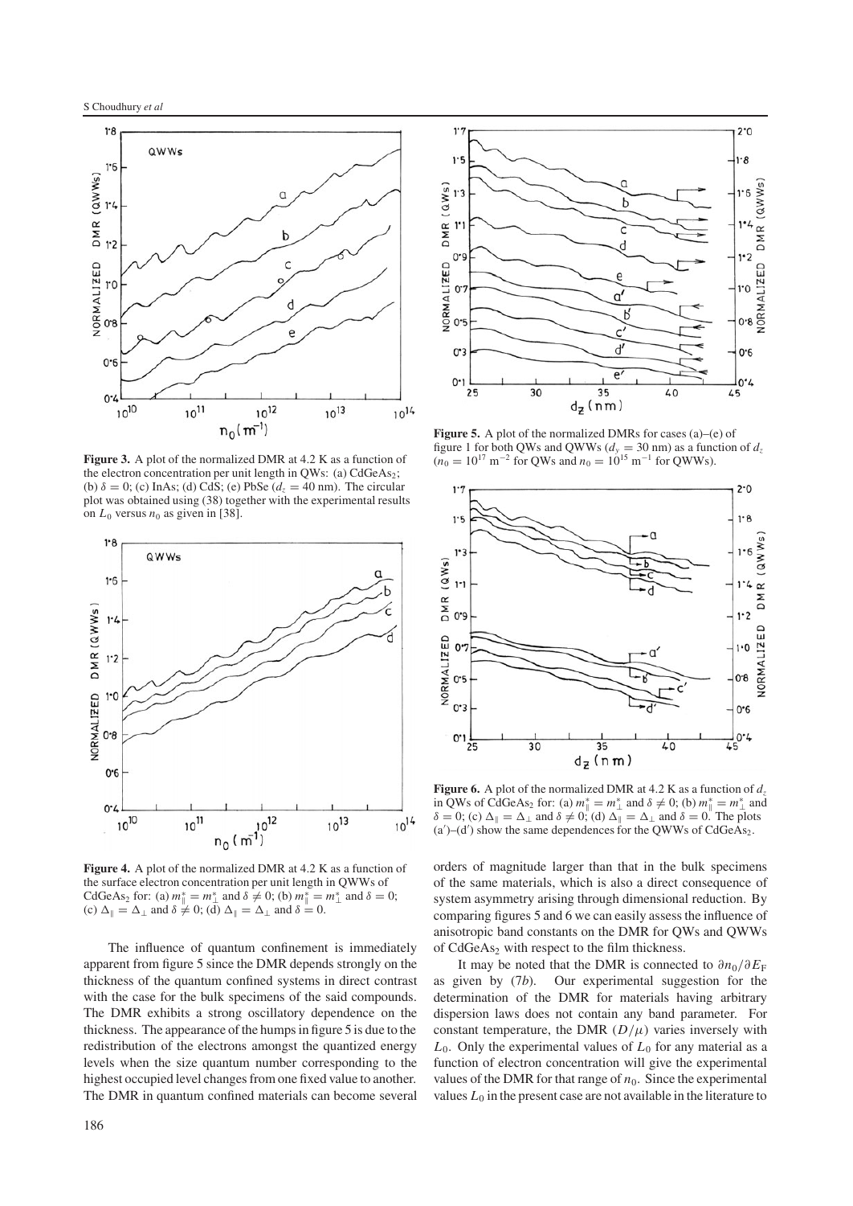QWWs

NORMALIZED DMR (QWWs)

1·8
1·6
1·4
1·2
1·0
0·8
0·6
0·4

a
b
c
d
e

$10^{10}$ $10^{11}$ $10^{12}$ $10^{13}$ $10^{14}$

$n_0\,(m^{-1})$

**Figure 3.** A plot of the normalized DMR at 4.2 K as a function of the electron concentration per unit length in QWs: (a) $CdGeAs_2$; (b) $\delta = 0$; (c) InAs; (d) CdS; (e) PbSe ($d_z = 40$ nm). The circular plot was obtained using (38) together with the experimental results on $L_0$ versus $n_0$ as given in [38].

QWWs

NORMALIZED DMR (QWWs)

1·8
1·6
1·4
1·2
1·0
0·8
0·6
0·4

a
b
c
d

$10^{10}$ $10^{11}$ $10^{12}$ $10^{13}$ $10^{14}$

$n_0\,(m^{-1})$

**Figure 4.** A plot of the normalized DMR at 4.2 K as a function of the surface electron concentration per unit length in QWWs of $CdGeAs_2$ for: (a) $m^*_\parallel = m^*_\perp$ and $\delta \neq 0$; (b) $m^*_\parallel = m^*_\perp$ and $\delta = 0$; (c) $\Delta_\parallel = \Delta_\perp$ and $\delta \neq 0$; (d) $\Delta_\parallel = \Delta_\perp$ and $\delta = 0$.

The influence of quantum confinement is immediately apparent from figure 5 since the DMR depends strongly on the thickness of the quantum confined systems in direct contrast with the case for the bulk specimens of the said compounds. The DMR exhibits a strong oscillatory dependence on the thickness. The appearance of the humps in figure 5 is due to the redistribution of the electrons amongst the quantized energy levels when the size quantum number corresponding to the highest occupied level changes from one fixed value to another. The DMR in quantum confined materials can become several

NORMALIZED DMR (QWs)

NORMALIZED DMR (QWWs)

1·7
1·5
1·3
1·1
0·9
0·7
0·5
0·3
0·1

2·0
1·8
1·6
1·4
1·2
1·0
0·8
0·6
0·4

a
b
c
d
e
a′
b′
c′
d′
e′

25 30 35 40 45

$d_z$ (nm)

**Figure 5.** A plot of the normalized DMRs for cases (a)–(e) of figure 1 for both QWs and QWWs ($d_y = 30$ nm) as a function of $d_z$ ($n_0 = 10^{17}$ m$^{-2}$ for QWs and $n_0 = 10^{15}$ m$^{-1}$ for QWWs).

NORMALIZED DMR (QWs)

NORMALIZED DMR (QWWs)

1·7
1·5
1·3
1·1
0·9
0·7
0·5
0·3
0·1

2·0
1·8
1·6
1·4
1·2
1·0
0·8
0·6
0·4

a
b
c
d
a′
b′
c′
d′

25 30 35 40 45

$d_z$ (nm)

**Figure 6.** A plot of the normalized DMR at 4.2 K as a function of $d_z$ in QWs of $CdGeAs_2$ for: (a) $m^*_\parallel = m^*_\perp$ and $\delta \neq 0$; (b) $m^*_\parallel = m^*_\perp$ and $\delta = 0$; (c) $\Delta_\parallel = \Delta_\perp$ and $\delta \neq 0$; (d) $\Delta_\parallel = \Delta_\perp$ and $\delta = 0$. The plots (a′)–(d′) show the same dependences for the QWWs of $CdGeAs_2$.

orders of magnitude larger than that in the bulk specimens of the same materials, which is also a direct consequence of system asymmetry arising through dimensional reduction. By comparing figures 5 and 6 we can easily assess the influence of anisotropic band constants on the DMR for QWs and QWWs of $CdGeAs_2$ with respect to the film thickness.

It may be noted that the DMR is connected to $\partial n_0/\partial E_F$ as given by (7*b*). Our experimental suggestion for the determination of the DMR for materials having arbitrary dispersion laws does not contain any band parameter. For constant temperature, the DMR $(D/\mu)$ varies inversely with $L_0$. Only the experimental values of $L_0$ for any material as a function of electron concentration will give the experimental values of the DMR for that range of $n_0$. Since the experimental values $L_0$ in the present case are not available in the literature to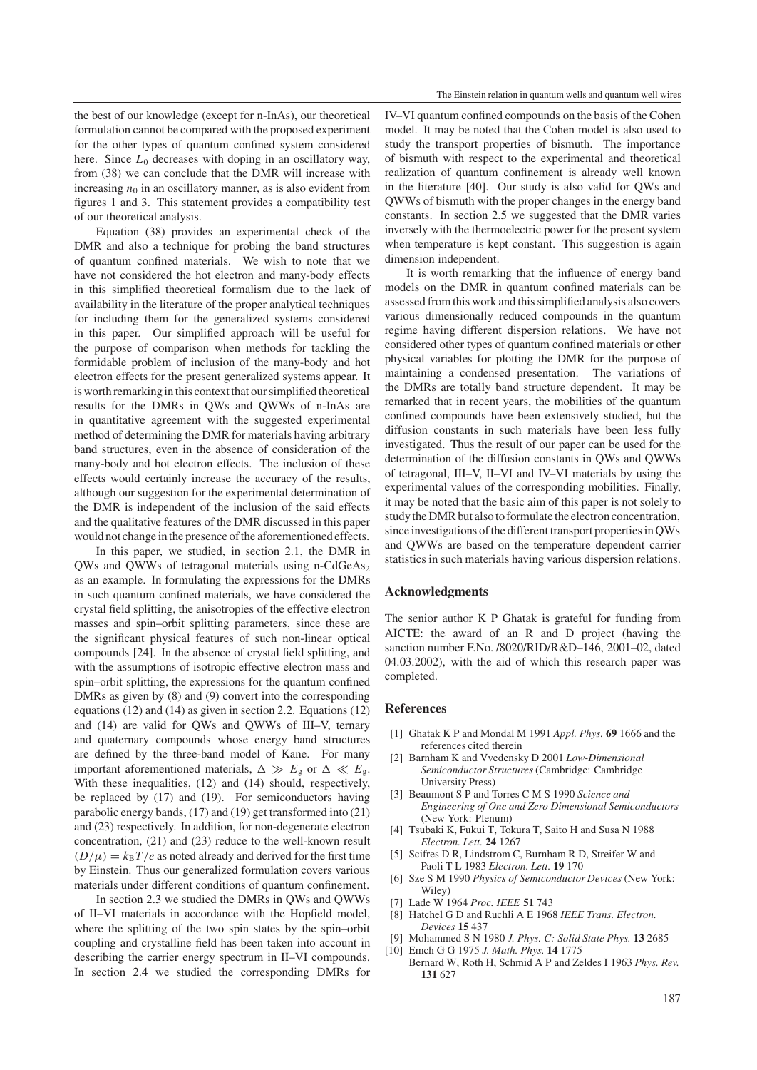the best of our knowledge (except for n-InAs), our theoretical formulation cannot be compared with the proposed experiment for the other types of quantum confined system considered here. Since $L_0$ decreases with doping in an oscillatory way, from (38) we can conclude that the DMR will increase with increasing $n_0$ in an oscillatory manner, as is also evident from figures 1 and 3. This statement provides a compatibility test of our theoretical analysis.

Equation (38) provides an experimental check of the DMR and also a technique for probing the band structures of quantum confined materials. We wish to note that we have not considered the hot electron and many-body effects in this simplified theoretical formalism due to the lack of availability in the literature of the proper analytical techniques for including them for the generalized systems considered in this paper. Our simplified approach will be useful for the purpose of comparison when methods for tackling the formidable problem of inclusion of the many-body and hot electron effects for the present generalized systems appear. It is worth remarking in this context that our simplified theoretical results for the DMRs in QWs and QWWs of n-InAs are in quantitative agreement with the suggested experimental method of determining the DMR for materials having arbitrary band structures, even in the absence of consideration of the many-body and hot electron effects. The inclusion of these effects would certainly increase the accuracy of the results, although our suggestion for the experimental determination of the DMR is independent of the inclusion of the said effects and the qualitative features of the DMR discussed in this paper would not change in the presence of the aforementioned effects.

In this paper, we studied, in section 2.1, the DMR in QWs and QWWs of tetragonal materials using n-$CdGeAs_2$ as an example. In formulating the expressions for the DMRs in such quantum confined materials, we have considered the crystal field splitting, the anisotropies of the effective electron masses and spin–orbit splitting parameters, since these are the significant physical features of such non-linear optical compounds [24]. In the absence of crystal field splitting, and with the assumptions of isotropic effective electron mass and spin–orbit splitting, the expressions for the quantum confined DMRs as given by (8) and (9) convert into the corresponding equations (12) and (14) as given in section 2.2. Equations (12) and (14) are valid for QWs and QWWs of III–V, ternary and quaternary compounds whose energy band structures are defined by the three-band model of Kane. For many important aforementioned materials, $\Delta \gg E_g$ or $\Delta \ll E_g$. With these inequalities, (12) and (14) should, respectively, be replaced by (17) and (19). For semiconductors having parabolic energy bands, (17) and (19) get transformed into (21) and (23) respectively. In addition, for non-degenerate electron concentration, (21) and (23) reduce to the well-known result $(D/\mu) = k_B T/e$ as noted already and derived for the first time by Einstein. Thus our generalized formulation covers various materials under different conditions of quantum confinement.

In section 2.3 we studied the DMRs in QWs and QWWs of II–VI materials in accordance with the Hopfield model, where the splitting of the two spin states by the spin–orbit coupling and crystalline field has been taken into account in describing the carrier energy spectrum in II–VI compounds. In section 2.4 we studied the corresponding DMRs for IV–VI quantum confined compounds on the basis of the Cohen model. It may be noted that the Cohen model is also used to study the transport properties of bismuth. The importance of bismuth with respect to the experimental and theoretical realization of quantum confinement is already well known in the literature [40]. Our study is also valid for QWs and QWWs of bismuth with the proper changes in the energy band constants. In section 2.5 we suggested that the DMR varies inversely with the thermoelectric power for the present system when temperature is kept constant. This suggestion is again dimension independent.

It is worth remarking that the influence of energy band models on the DMR in quantum confined materials can be assessed from this work and this simplified analysis also covers various dimensionally reduced compounds in the quantum regime having different dispersion relations. We have not considered other types of quantum confined materials or other physical variables for plotting the DMR for the purpose of maintaining a condensed presentation. The variations of the DMRs are totally band structure dependent. It may be remarked that in recent years, the mobilities of the quantum confined compounds have been extensively studied, but the diffusion constants in such materials have been less fully investigated. Thus the result of our paper can be used for the determination of the diffusion constants in QWs and QWWs of tetragonal, III–V, II–VI and IV–VI materials by using the experimental values of the corresponding mobilities. Finally, it may be noted that the basic aim of this paper is not solely to study the DMR but also to formulate the electron concentration, since investigations of the different transport properties in QWs and QWWs are based on the temperature dependent carrier statistics in such materials having various dispersion relations.

## Acknowledgments

The senior author K P Ghatak is grateful for funding from AICTE: the award of an R and D project (having the sanction number F.No. /8020/RID/R&D–146, 2001–02, dated 04.03.2002), with the aid of which this research paper was completed.

## References

- [1] Ghatak K P and Mondal M 1991 *Appl. Phys.* **69** 1666 and the references cited therein
- [2] Barnham K and Vvedensky D 2001 *Low-Dimensional Semiconductor Structures* (Cambridge: Cambridge University Press)
- [3] Beaumont S P and Torres C M S 1990 *Science and Engineering of One and Zero Dimensional Semiconductors* (New York: Plenum)
- [4] Tsubaki K, Fukui T, Tokura T, Saito H and Susa N 1988 *Electron. Lett.* **24** 1267
- [5] Scifres D R, Lindstrom C, Burnham R D, Streifer W and Paoli T L 1983 *Electron. Lett.* **19** 170
- [6] Sze S M 1990 *Physics of Semiconductor Devices* (New York: Wiley)
- [7] Lade W 1964 *Proc. IEEE* **51** 743
- [8] Hatchel G D and Ruchli A E 1968 *IEEE Trans. Electron. Devices* **15** 437
- [9] Mohammed S N 1980 *J. Phys. C: Solid State Phys.* **13** 2685
- [10] Emch G G 1975 *J. Math. Phys.* **14** 1775
  Bernard W, Roth H, Schmid A P and Zeldes I 1963 *Phys. Rev.* **131** 627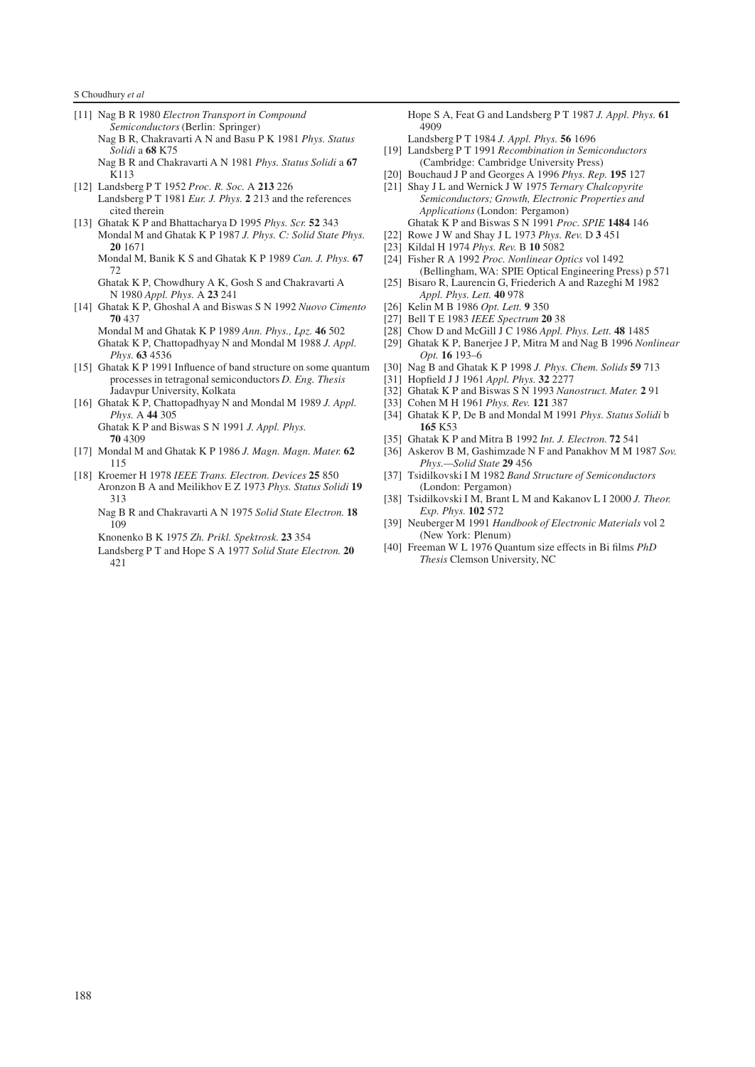[11] Nag B R 1980 *Electron Transport in Compound Semiconductors* (Berlin: Springer)
Nag B R, Chakravarti A N and Basu P K 1981 *Phys. Status Solidi* a **68** K75
Nag B R and Chakravarti A N 1981 *Phys. Status Solidi* a **67** K113

[12] Landsberg P T 1952 *Proc. R. Soc.* A **213** 226
Landsberg P T 1981 *Eur. J. Phys.* **2** 213 and the references cited therein

[13] Ghatak K P and Bhattacharya D 1995 *Phys. Scr.* **52** 343
Mondal M and Ghatak K P 1987 *J. Phys. C: Solid State Phys.* **20** 1671
Mondal M, Banik K S and Ghatak K P 1989 *Can. J. Phys.* **67** 72
Ghatak K P, Chowdhury A K, Gosh S and Chakravarti A N 1980 *Appl. Phys.* A **23** 241

[14] Ghatak K P, Ghoshal A and Biswas S N 1992 *Nuovo Cimento* **70** 437
Mondal M and Ghatak K P 1989 *Ann. Phys., Lpz.* **46** 502
Ghatak K P, Chattopadhyay N and Mondal M 1988 *J. Appl. Phys.* **63** 4536

[15] Ghatak K P 1991 Influence of band structure on some quantum processes in tetragonal semiconductors *D. Eng. Thesis* Jadavpur University, Kolkata

[16] Ghatak K P, Chattopadhyay N and Mondal M 1989 *J. Appl. Phys.* A **44** 305
Ghatak K P and Biswas S N 1991 *J. Appl. Phys.* **70** 4309

[17] Mondal M and Ghatak K P 1986 *J. Magn. Magn. Mater.* **62** 115

[18] Kroemer H 1978 *IEEE Trans. Electron. Devices* **25** 850
Aronzon B A and Meilikhov E Z 1973 *Phys. Status Solidi* **19** 313
Nag B R and Chakravarti A N 1975 *Solid State Electron.* **18** 109
Knonenko B K 1975 *Zh. Prikl. Spektrosk.* **23** 354
Landsberg P T and Hope S A 1977 *Solid State Electron.* **20** 421
Hope S A, Feat G and Landsberg P T 1987 *J. Appl. Phys.* **61** 4909
Landsberg P T 1984 *J. Appl. Phys.* **56** 1696

[19] Landsberg P T 1991 *Recombination in Semiconductors* (Cambridge: Cambridge University Press)

[20] Bouchaud J P and Georges A 1996 *Phys. Rep.* **195** 127

[21] Shay J L and Wernick J W 1975 *Ternary Chalcopyrite Semiconductors; Growth, Electronic Properties and Applications* (London: Pergamon)
Ghatak K P and Biswas S N 1991 *Proc. SPIE* **1484** 146

[22] Rowe J W and Shay J L 1973 *Phys. Rev.* D **3** 451

[23] Kildal H 1974 *Phys. Rev.* B **10** 5082

[24] Fisher R A 1992 *Proc. Nonlinear Optics* vol 1492 (Bellingham, WA: SPIE Optical Engineering Press) p 571

[25] Bisaro R, Laurencin G, Friederich A and Razeghi M 1982 *Appl. Phys. Lett.* **40** 978

[26] Kelin M B 1986 *Opt. Lett.* **9** 350

[27] Bell T E 1983 *IEEE Spectrum* **20** 38

[28] Chow D and McGill J C 1986 *Appl. Phys. Lett.* **48** 1485

[29] Ghatak K P, Banerjee J P, Mitra M and Nag B 1996 *Nonlinear Opt.* **16** 193–6

[30] Nag B and Ghatak K P 1998 *J. Phys. Chem. Solids* **59** 713

[31] Hopfield J J 1961 *Appl. Phys.* **32** 2277

[32] Ghatak K P and Biswas S N 1993 *Nanostruct. Mater.* **2** 91

[33] Cohen M H 1961 *Phys. Rev.* **121** 387

[34] Ghatak K P, De B and Mondal M 1991 *Phys. Status Solidi* b **165** K53

[35] Ghatak K P and Mitra B 1992 *Int. J. Electron.* **72** 541

[36] Askerov B M, Gashimzade N F and Panakhov M M 1987 *Sov. Phys.—Solid State* **29** 456

[37] Tsidilkovski I M 1982 *Band Structure of Semiconductors* (London: Pergamon)

[38] Tsidilkovski I M, Brant L M and Kakanov L I 2000 *J. Theor. Exp. Phys.* **102** 572

[39] Neuberger M 1991 *Handbook of Electronic Materials* vol 2 (New York: Plenum)

[40] Freeman W L 1976 Quantum size effects in Bi films *PhD Thesis* Clemson University, NC